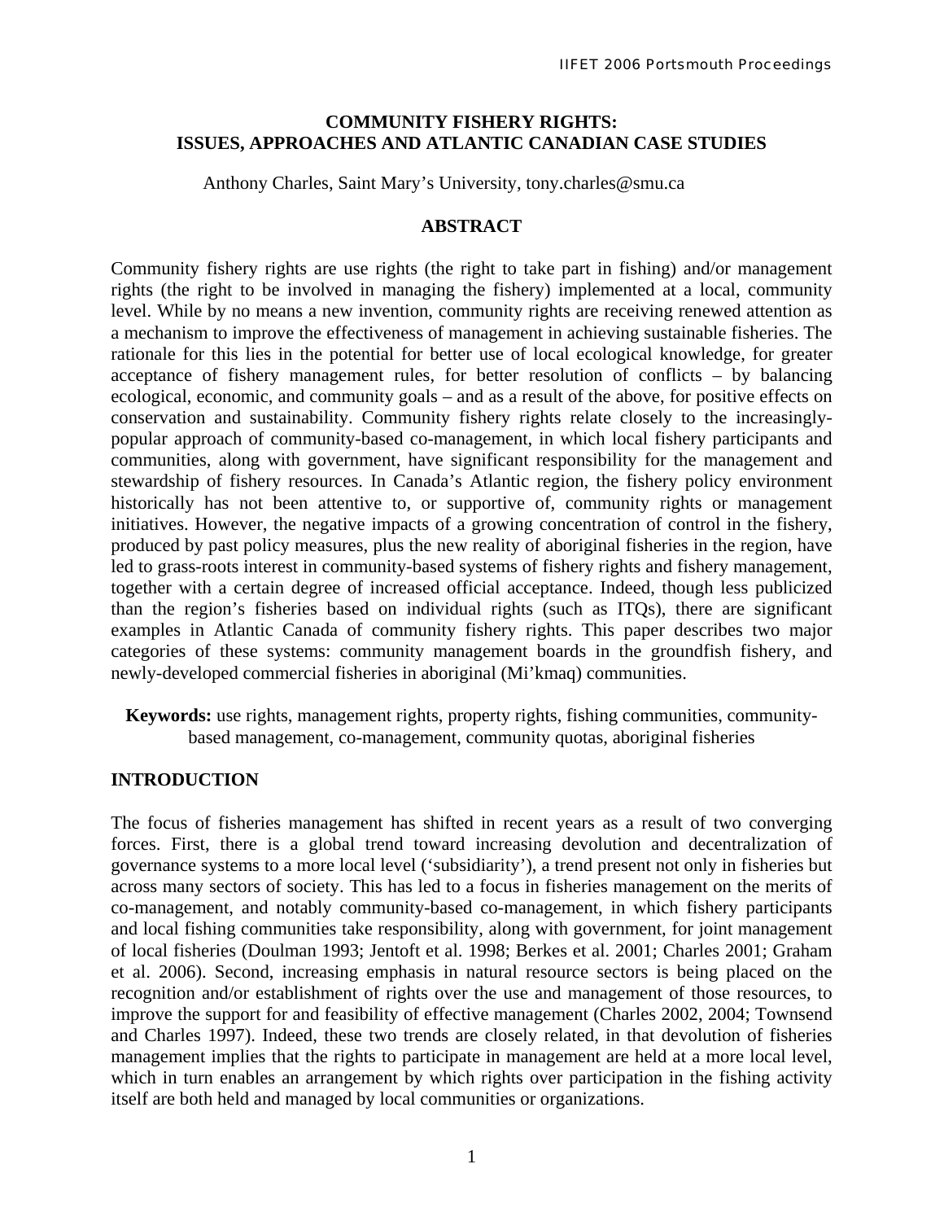# COMMUNITY FISHERY RIGHTS: ISSUES, APPROACHES AND ATLANTIC CANADIAN CASE STUDIES

Anthony Charles, Saint Mary's University, tony.charles@smu.ca

## ABSTRACT

Community fishery rights are use rights (the right to take part in fishing) and/or management rights (the right to be involved in managing the fishery) implemented at a local, community level. While by no means a new invention, community rights are receiving renewed attention as a mechanism to improve the effectiveness of management in achieving sustainable fisheries. The rationale for this lies in the potential for better use of local ecological knowledge, for greater acceptance of fishery management rules, for better resolution of conflicts – by balancing ecological, economic, and community goals – and as a result of the above, for positive effects on conservation and sustainability. Community fishery rights relate closely to the increasingly-popular approach of community-based co-management, in which local fishery participants and communities, along with government, have significant responsibility for the management and stewardship of fishery resources. In Canada's Atlantic region, the fishery policy environment historically has not been attentive to, or supportive of, community rights or management initiatives. However, the negative impacts of a growing concentration of control in the fishery, produced by past policy measures, plus the new reality of aboriginal fisheries in the region, have led to grass-roots interest in community-based systems of fishery rights and fishery management, together with a certain degree of increased official acceptance. Indeed, though less publicized than the region's fisheries based on individual rights (such as ITQs), there are significant examples in Atlantic Canada of community fishery rights. This paper describes two major categories of these systems: community management boards in the groundfish fishery, and newly-developed commercial fisheries in aboriginal (Mi'kmaq) communities.

**Keywords:** use rights, management rights, property rights, fishing communities, community-based management, co-management, community quotas, aboriginal fisheries

## INTRODUCTION

The focus of fisheries management has shifted in recent years as a result of two converging forces. First, there is a global trend toward increasing devolution and decentralization of governance systems to a more local level ('subsidiarity'), a trend present not only in fisheries but across many sectors of society. This has led to a focus in fisheries management on the merits of co-management, and notably community-based co-management, in which fishery participants and local fishing communities take responsibility, along with government, for joint management of local fisheries (Doulman 1993; Jentoft et al. 1998; Berkes et al. 2001; Charles 2001; Graham et al. 2006). Second, increasing emphasis in natural resource sectors is being placed on the recognition and/or establishment of rights over the use and management of those resources, to improve the support for and feasibility of effective management (Charles 2002, 2004; Townsend and Charles 1997). Indeed, these two trends are closely related, in that devolution of fisheries management implies that the rights to participate in management are held at a more local level, which in turn enables an arrangement by which rights over participation in the fishing activity itself are both held and managed by local communities or organizations.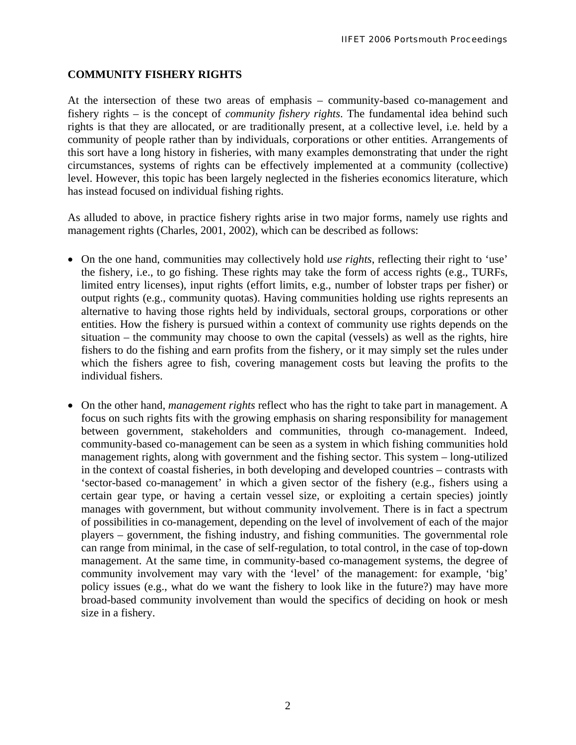## COMMUNITY FISHERY RIGHTS

At the intersection of these two areas of emphasis – community-based co-management and fishery rights – is the concept of *community fishery rights*. The fundamental idea behind such rights is that they are allocated, or are traditionally present, at a collective level, i.e. held by a community of people rather than by individuals, corporations or other entities. Arrangements of this sort have a long history in fisheries, with many examples demonstrating that under the right circumstances, systems of rights can be effectively implemented at a community (collective) level. However, this topic has been largely neglected in the fisheries economics literature, which has instead focused on individual fishing rights.

As alluded to above, in practice fishery rights arise in two major forms, namely use rights and management rights (Charles, 2001, 2002), which can be described as follows:

- On the one hand, communities may collectively hold *use rights*, reflecting their right to 'use' the fishery, i.e., to go fishing. These rights may take the form of access rights (e.g., TURFs, limited entry licenses), input rights (effort limits, e.g., number of lobster traps per fisher) or output rights (e.g., community quotas). Having communities holding use rights represents an alternative to having those rights held by individuals, sectoral groups, corporations or other entities. How the fishery is pursued within a context of community use rights depends on the situation – the community may choose to own the capital (vessels) as well as the rights, hire fishers to do the fishing and earn profits from the fishery, or it may simply set the rules under which the fishers agree to fish, covering management costs but leaving the profits to the individual fishers.

- On the other hand, *management rights* reflect who has the right to take part in management. A focus on such rights fits with the growing emphasis on sharing responsibility for management between government, stakeholders and communities, through co-management. Indeed, community-based co-management can be seen as a system in which fishing communities hold management rights, along with government and the fishing sector. This system – long-utilized in the context of coastal fisheries, in both developing and developed countries – contrasts with 'sector-based co-management' in which a given sector of the fishery (e.g., fishers using a certain gear type, or having a certain vessel size, or exploiting a certain species) jointly manages with government, but without community involvement. There is in fact a spectrum of possibilities in co-management, depending on the level of involvement of each of the major players – government, the fishing industry, and fishing communities. The governmental role can range from minimal, in the case of self-regulation, to total control, in the case of top-down management. At the same time, in community-based co-management systems, the degree of community involvement may vary with the 'level' of the management: for example, 'big' policy issues (e.g., what do we want the fishery to look like in the future?) may have more broad-based community involvement than would the specifics of deciding on hook or mesh size in a fishery.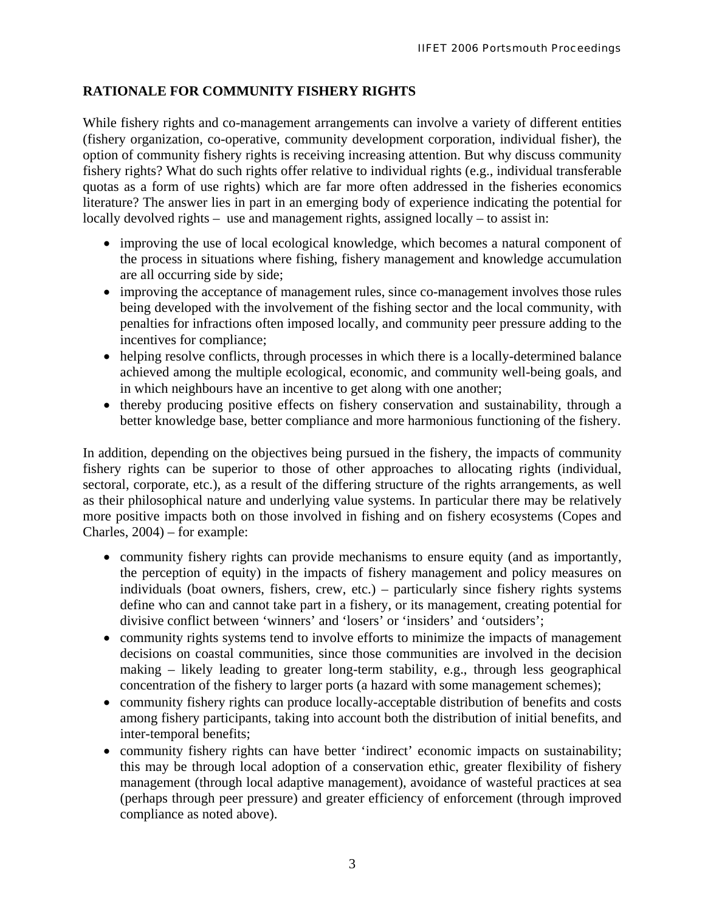## RATIONALE FOR COMMUNITY FISHERY RIGHTS

While fishery rights and co-management arrangements can involve a variety of different entities (fishery organization, co-operative, community development corporation, individual fisher), the option of community fishery rights is receiving increasing attention. But why discuss community fishery rights? What do such rights offer relative to individual rights (e.g., individual transferable quotas as a form of use rights) which are far more often addressed in the fisheries economics literature? The answer lies in part in an emerging body of experience indicating the potential for locally devolved rights – use and management rights, assigned locally – to assist in:

- improving the use of local ecological knowledge, which becomes a natural component of the process in situations where fishing, fishery management and knowledge accumulation are all occurring side by side;
- improving the acceptance of management rules, since co-management involves those rules being developed with the involvement of the fishing sector and the local community, with penalties for infractions often imposed locally, and community peer pressure adding to the incentives for compliance;
- helping resolve conflicts, through processes in which there is a locally-determined balance achieved among the multiple ecological, economic, and community well-being goals, and in which neighbours have an incentive to get along with one another;
- thereby producing positive effects on fishery conservation and sustainability, through a better knowledge base, better compliance and more harmonious functioning of the fishery.

In addition, depending on the objectives being pursued in the fishery, the impacts of community fishery rights can be superior to those of other approaches to allocating rights (individual, sectoral, corporate, etc.), as a result of the differing structure of the rights arrangements, as well as their philosophical nature and underlying value systems. In particular there may be relatively more positive impacts both on those involved in fishing and on fishery ecosystems (Copes and Charles, 2004) – for example:

- community fishery rights can provide mechanisms to ensure equity (and as importantly, the perception of equity) in the impacts of fishery management and policy measures on individuals (boat owners, fishers, crew, etc.) – particularly since fishery rights systems define who can and cannot take part in a fishery, or its management, creating potential for divisive conflict between 'winners' and 'losers' or 'insiders' and 'outsiders';
- community rights systems tend to involve efforts to minimize the impacts of management decisions on coastal communities, since those communities are involved in the decision making – likely leading to greater long-term stability, e.g., through less geographical concentration of the fishery to larger ports (a hazard with some management schemes);
- community fishery rights can produce locally-acceptable distribution of benefits and costs among fishery participants, taking into account both the distribution of initial benefits, and inter-temporal benefits;
- community fishery rights can have better 'indirect' economic impacts on sustainability; this may be through local adoption of a conservation ethic, greater flexibility of fishery management (through local adaptive management), avoidance of wasteful practices at sea (perhaps through peer pressure) and greater efficiency of enforcement (through improved compliance as noted above).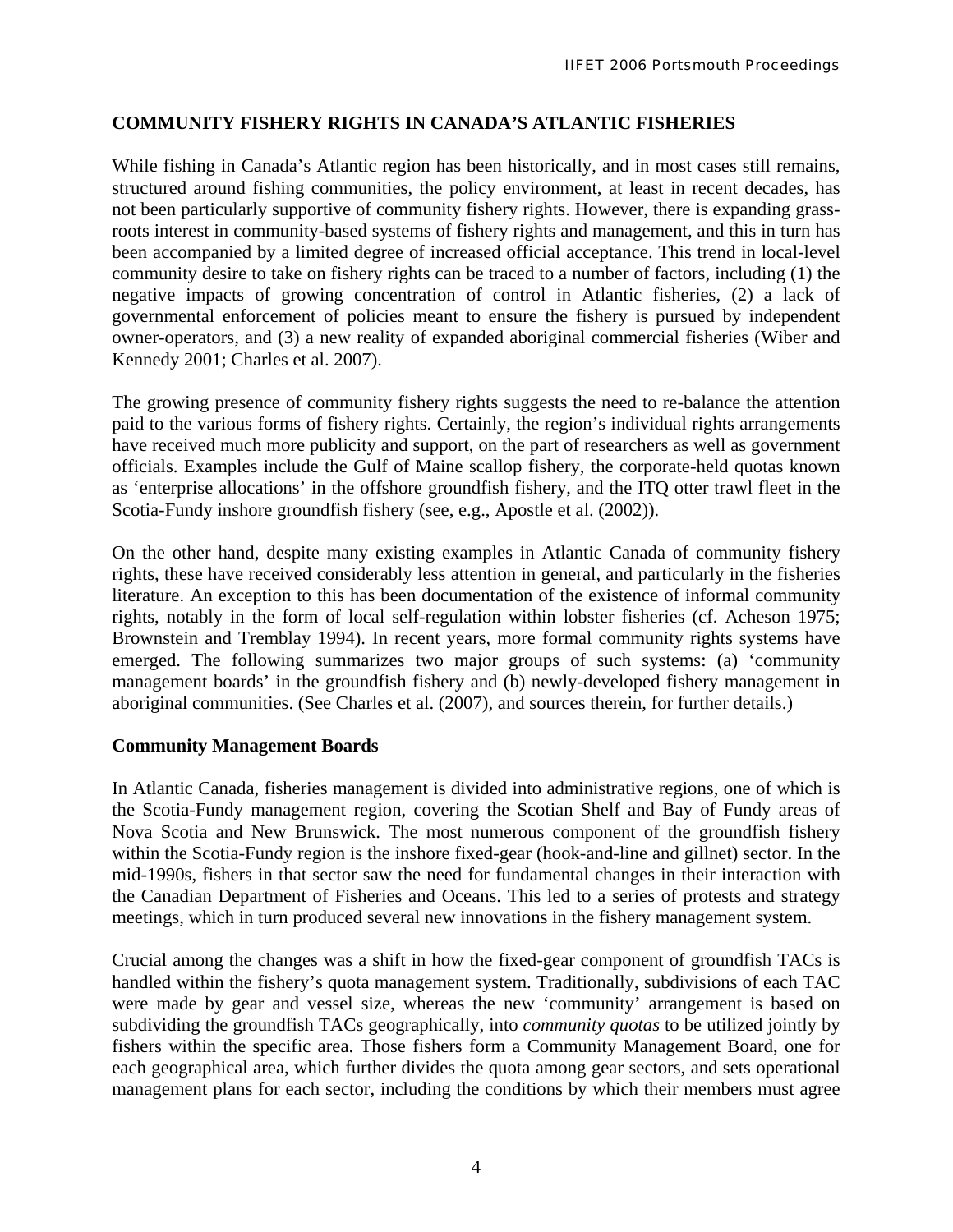## COMMUNITY FISHERY RIGHTS IN CANADA'S ATLANTIC FISHERIES

While fishing in Canada's Atlantic region has been historically, and in most cases still remains, structured around fishing communities, the policy environment, at least in recent decades, has not been particularly supportive of community fishery rights. However, there is expanding grass-roots interest in community-based systems of fishery rights and management, and this in turn has been accompanied by a limited degree of increased official acceptance. This trend in local-level community desire to take on fishery rights can be traced to a number of factors, including (1) the negative impacts of growing concentration of control in Atlantic fisheries, (2) a lack of governmental enforcement of policies meant to ensure the fishery is pursued by independent owner-operators, and (3) a new reality of expanded aboriginal commercial fisheries (Wiber and Kennedy 2001; Charles et al. 2007).

The growing presence of community fishery rights suggests the need to re-balance the attention paid to the various forms of fishery rights. Certainly, the region's individual rights arrangements have received much more publicity and support, on the part of researchers as well as government officials. Examples include the Gulf of Maine scallop fishery, the corporate-held quotas known as 'enterprise allocations' in the offshore groundfish fishery, and the ITQ otter trawl fleet in the Scotia-Fundy inshore groundfish fishery (see, e.g., Apostle et al. (2002)).

On the other hand, despite many existing examples in Atlantic Canada of community fishery rights, these have received considerably less attention in general, and particularly in the fisheries literature. An exception to this has been documentation of the existence of informal community rights, notably in the form of local self-regulation within lobster fisheries (cf. Acheson 1975; Brownstein and Tremblay 1994). In recent years, more formal community rights systems have emerged. The following summarizes two major groups of such systems: (a) 'community management boards' in the groundfish fishery and (b) newly-developed fishery management in aboriginal communities. (See Charles et al. (2007), and sources therein, for further details.)

### Community Management Boards

In Atlantic Canada, fisheries management is divided into administrative regions, one of which is the Scotia-Fundy management region, covering the Scotian Shelf and Bay of Fundy areas of Nova Scotia and New Brunswick. The most numerous component of the groundfish fishery within the Scotia-Fundy region is the inshore fixed-gear (hook-and-line and gillnet) sector. In the mid-1990s, fishers in that sector saw the need for fundamental changes in their interaction with the Canadian Department of Fisheries and Oceans. This led to a series of protests and strategy meetings, which in turn produced several new innovations in the fishery management system.

Crucial among the changes was a shift in how the fixed-gear component of groundfish TACs is handled within the fishery's quota management system. Traditionally, subdivisions of each TAC were made by gear and vessel size, whereas the new 'community' arrangement is based on subdividing the groundfish TACs geographically, into *community quotas* to be utilized jointly by fishers within the specific area. Those fishers form a Community Management Board, one for each geographical area, which further divides the quota among gear sectors, and sets operational management plans for each sector, including the conditions by which their members must agree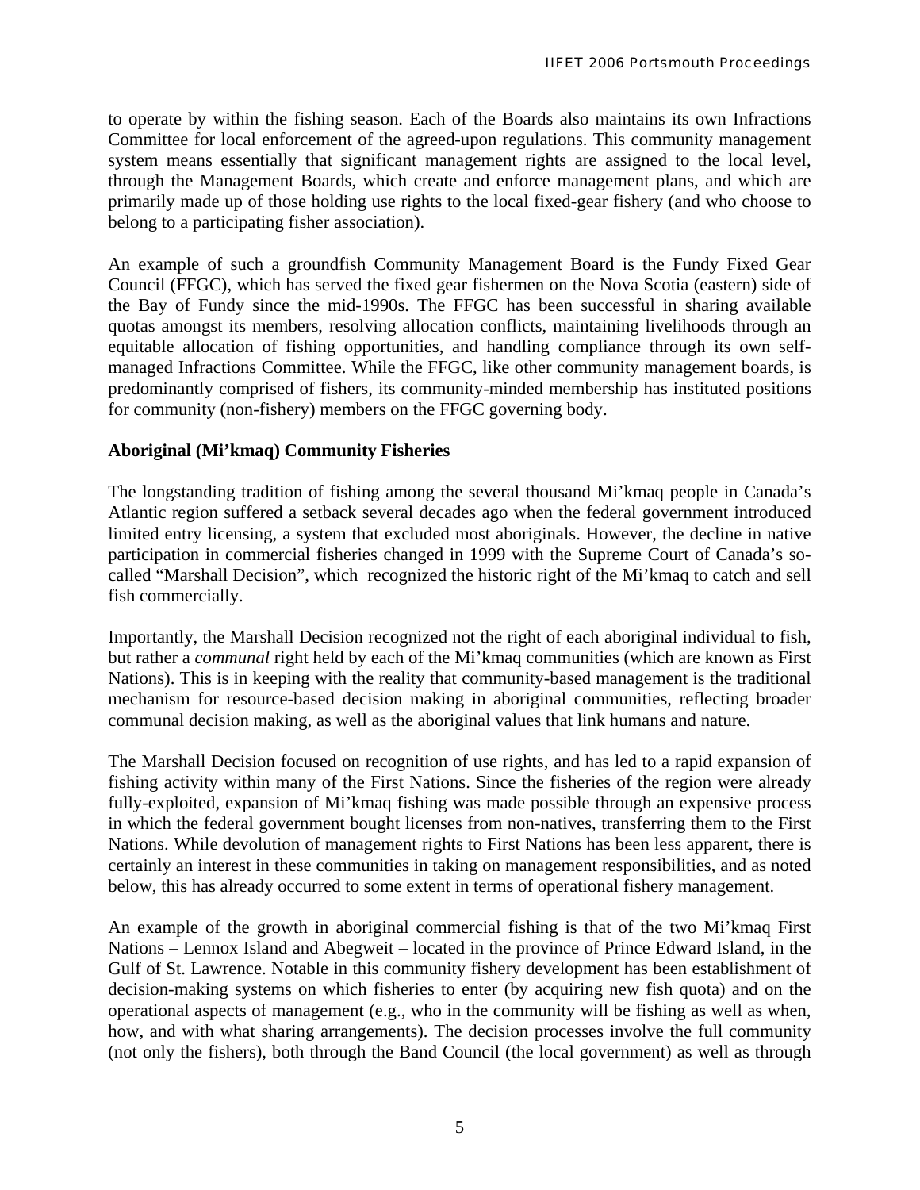to operate by within the fishing season. Each of the Boards also maintains its own Infractions Committee for local enforcement of the agreed-upon regulations. This community management system means essentially that significant management rights are assigned to the local level, through the Management Boards, which create and enforce management plans, and which are primarily made up of those holding use rights to the local fixed-gear fishery (and who choose to belong to a participating fisher association).

An example of such a groundfish Community Management Board is the Fundy Fixed Gear Council (FFGC), which has served the fixed gear fishermen on the Nova Scotia (eastern) side of the Bay of Fundy since the mid-1990s. The FFGC has been successful in sharing available quotas amongst its members, resolving allocation conflicts, maintaining livelihoods through an equitable allocation of fishing opportunities, and handling compliance through its own self-managed Infractions Committee. While the FFGC, like other community management boards, is predominantly comprised of fishers, its community-minded membership has instituted positions for community (non-fishery) members on the FFGC governing body.

**Aboriginal (Mi'kmaq) Community Fisheries**

The longstanding tradition of fishing among the several thousand Mi'kmaq people in Canada's Atlantic region suffered a setback several decades ago when the federal government introduced limited entry licensing, a system that excluded most aboriginals. However, the decline in native participation in commercial fisheries changed in 1999 with the Supreme Court of Canada's so-called "Marshall Decision", which recognized the historic right of the Mi'kmaq to catch and sell fish commercially.

Importantly, the Marshall Decision recognized not the right of each aboriginal individual to fish, but rather a *communal* right held by each of the Mi'kmaq communities (which are known as First Nations). This is in keeping with the reality that community-based management is the traditional mechanism for resource-based decision making in aboriginal communities, reflecting broader communal decision making, as well as the aboriginal values that link humans and nature.

The Marshall Decision focused on recognition of use rights, and has led to a rapid expansion of fishing activity within many of the First Nations. Since the fisheries of the region were already fully-exploited, expansion of Mi'kmaq fishing was made possible through an expensive process in which the federal government bought licenses from non-natives, transferring them to the First Nations. While devolution of management rights to First Nations has been less apparent, there is certainly an interest in these communities in taking on management responsibilities, and as noted below, this has already occurred to some extent in terms of operational fishery management.

An example of the growth in aboriginal commercial fishing is that of the two Mi'kmaq First Nations – Lennox Island and Abegweit – located in the province of Prince Edward Island, in the Gulf of St. Lawrence. Notable in this community fishery development has been establishment of decision-making systems on which fisheries to enter (by acquiring new fish quota) and on the operational aspects of management (e.g., who in the community will be fishing as well as when, how, and with what sharing arrangements). The decision processes involve the full community (not only the fishers), both through the Band Council (the local government) as well as through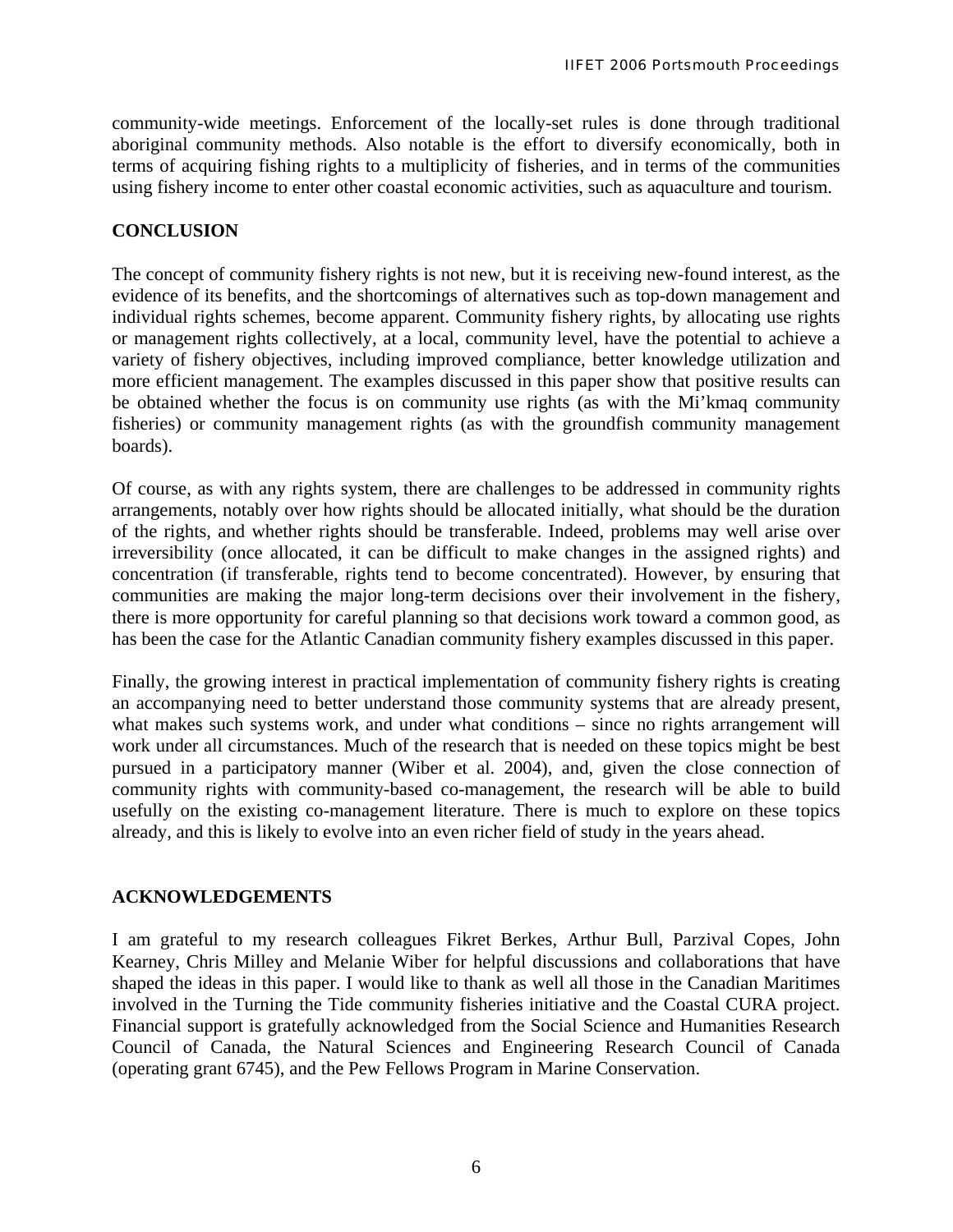community-wide meetings. Enforcement of the locally-set rules is done through traditional aboriginal community methods. Also notable is the effort to diversify economically, both in terms of acquiring fishing rights to a multiplicity of fisheries, and in terms of the communities using fishery income to enter other coastal economic activities, such as aquaculture and tourism.

## CONCLUSION

The concept of community fishery rights is not new, but it is receiving new-found interest, as the evidence of its benefits, and the shortcomings of alternatives such as top-down management and individual rights schemes, become apparent. Community fishery rights, by allocating use rights or management rights collectively, at a local, community level, have the potential to achieve a variety of fishery objectives, including improved compliance, better knowledge utilization and more efficient management. The examples discussed in this paper show that positive results can be obtained whether the focus is on community use rights (as with the Mi'kmaq community fisheries) or community management rights (as with the groundfish community management boards).

Of course, as with any rights system, there are challenges to be addressed in community rights arrangements, notably over how rights should be allocated initially, what should be the duration of the rights, and whether rights should be transferable. Indeed, problems may well arise over irreversibility (once allocated, it can be difficult to make changes in the assigned rights) and concentration (if transferable, rights tend to become concentrated). However, by ensuring that communities are making the major long-term decisions over their involvement in the fishery, there is more opportunity for careful planning so that decisions work toward a common good, as has been the case for the Atlantic Canadian community fishery examples discussed in this paper.

Finally, the growing interest in practical implementation of community fishery rights is creating an accompanying need to better understand those community systems that are already present, what makes such systems work, and under what conditions – since no rights arrangement will work under all circumstances. Much of the research that is needed on these topics might be best pursued in a participatory manner (Wiber et al. 2004), and, given the close connection of community rights with community-based co-management, the research will be able to build usefully on the existing co-management literature. There is much to explore on these topics already, and this is likely to evolve into an even richer field of study in the years ahead.

## ACKNOWLEDGEMENTS

I am grateful to my research colleagues Fikret Berkes, Arthur Bull, Parzival Copes, John Kearney, Chris Milley and Melanie Wiber for helpful discussions and collaborations that have shaped the ideas in this paper. I would like to thank as well all those in the Canadian Maritimes involved in the Turning the Tide community fisheries initiative and the Coastal CURA project. Financial support is gratefully acknowledged from the Social Science and Humanities Research Council of Canada, the Natural Sciences and Engineering Research Council of Canada (operating grant 6745), and the Pew Fellows Program in Marine Conservation.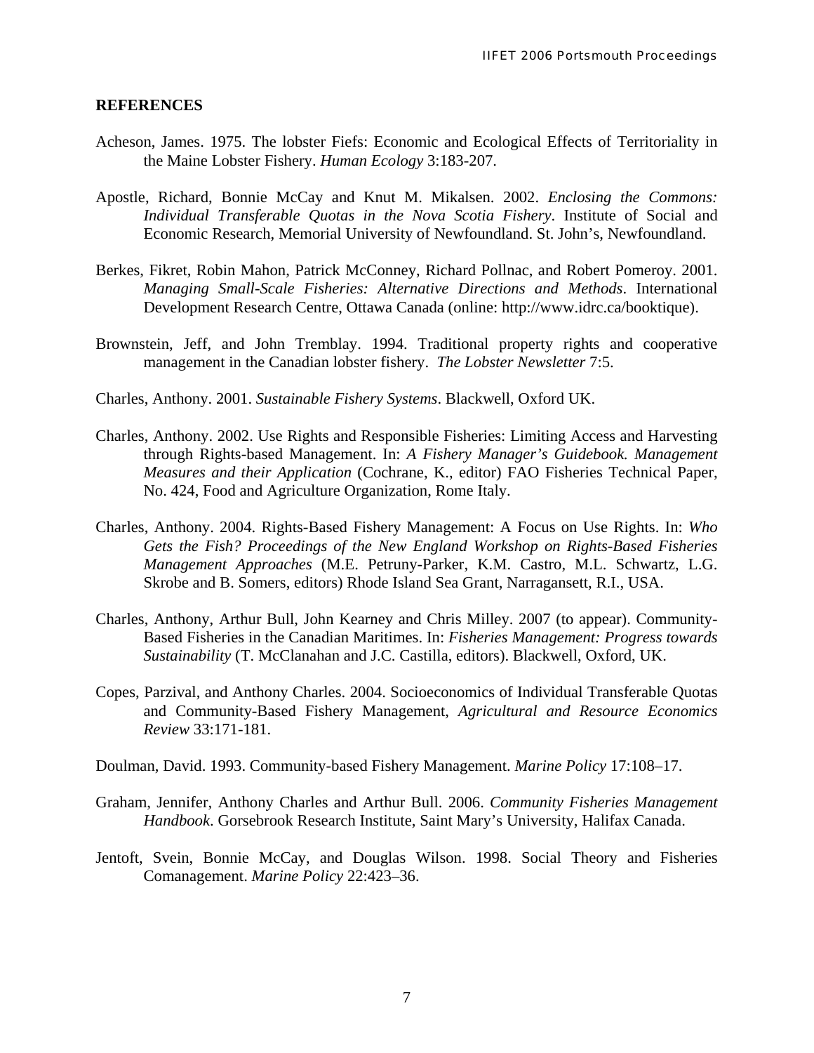## REFERENCES

Acheson, James. 1975. The lobster Fiefs: Economic and Ecological Effects of Territoriality in the Maine Lobster Fishery. *Human Ecology* 3:183-207.

Apostle, Richard, Bonnie McCay and Knut M. Mikalsen. 2002. *Enclosing the Commons: Individual Transferable Quotas in the Nova Scotia Fishery*. Institute of Social and Economic Research, Memorial University of Newfoundland. St. John's, Newfoundland.

Berkes, Fikret, Robin Mahon, Patrick McConney, Richard Pollnac, and Robert Pomeroy. 2001. *Managing Small-Scale Fisheries: Alternative Directions and Methods*. International Development Research Centre, Ottawa Canada (online: http://www.idrc.ca/booktique).

Brownstein, Jeff, and John Tremblay. 1994. Traditional property rights and cooperative management in the Canadian lobster fishery. *The Lobster Newsletter* 7:5.

Charles, Anthony. 2001. *Sustainable Fishery Systems*. Blackwell, Oxford UK.

Charles, Anthony. 2002. Use Rights and Responsible Fisheries: Limiting Access and Harvesting through Rights-based Management. In: *A Fishery Manager's Guidebook. Management Measures and their Application* (Cochrane, K., editor) FAO Fisheries Technical Paper, No. 424, Food and Agriculture Organization, Rome Italy.

Charles, Anthony. 2004. Rights-Based Fishery Management: A Focus on Use Rights. In: *Who Gets the Fish? Proceedings of the New England Workshop on Rights-Based Fisheries Management Approaches* (M.E. Petruny-Parker, K.M. Castro, M.L. Schwartz, L.G. Skrobe and B. Somers, editors) Rhode Island Sea Grant, Narragansett, R.I., USA.

Charles, Anthony, Arthur Bull, John Kearney and Chris Milley. 2007 (to appear). Community-Based Fisheries in the Canadian Maritimes. In: *Fisheries Management: Progress towards Sustainability* (T. McClanahan and J.C. Castilla, editors). Blackwell, Oxford, UK.

Copes, Parzival, and Anthony Charles. 2004. Socioeconomics of Individual Transferable Quotas and Community-Based Fishery Management, *Agricultural and Resource Economics Review* 33:171-181.

Doulman, David. 1993. Community-based Fishery Management. *Marine Policy* 17:108–17.

Graham, Jennifer, Anthony Charles and Arthur Bull. 2006. *Community Fisheries Management Handbook*. Gorsebrook Research Institute, Saint Mary's University, Halifax Canada.

Jentoft, Svein, Bonnie McCay, and Douglas Wilson. 1998. Social Theory and Fisheries Comanagement. *Marine Policy* 22:423–36.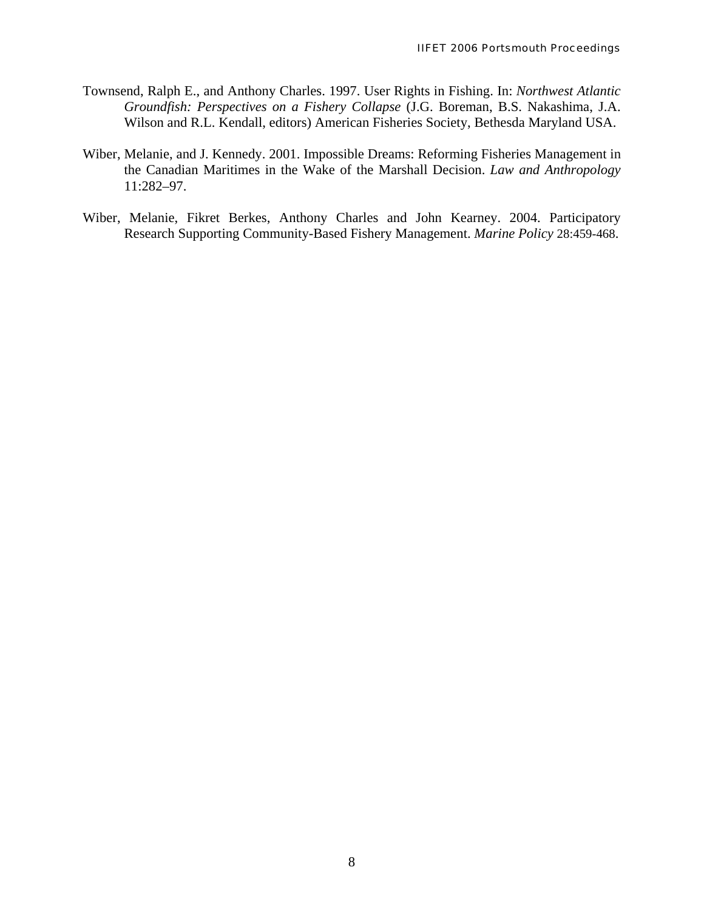Townsend, Ralph E., and Anthony Charles. 1997. User Rights in Fishing. In: *Northwest Atlantic Groundfish: Perspectives on a Fishery Collapse* (J.G. Boreman, B.S. Nakashima, J.A. Wilson and R.L. Kendall, editors) American Fisheries Society, Bethesda Maryland USA.

Wiber, Melanie, and J. Kennedy. 2001. Impossible Dreams: Reforming Fisheries Management in the Canadian Maritimes in the Wake of the Marshall Decision. *Law and Anthropology* 11:282–97.

Wiber, Melanie, Fikret Berkes, Anthony Charles and John Kearney. 2004. Participatory Research Supporting Community-Based Fishery Management. *Marine Policy* 28:459-468.